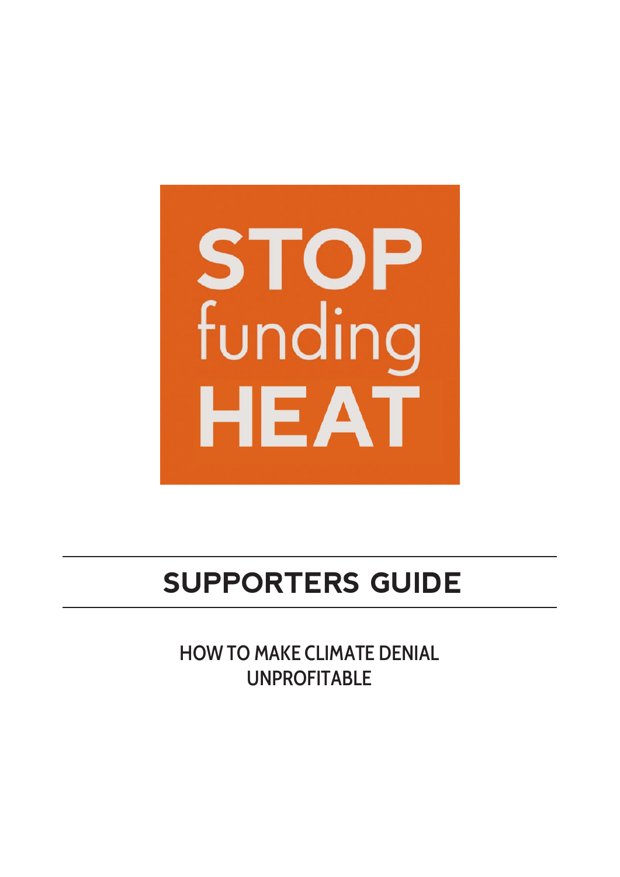STOP funding HEAT

# SUPPORTERS GUIDE

HOW TO MAKE CLIMATE DENIAL UNPROFITABLE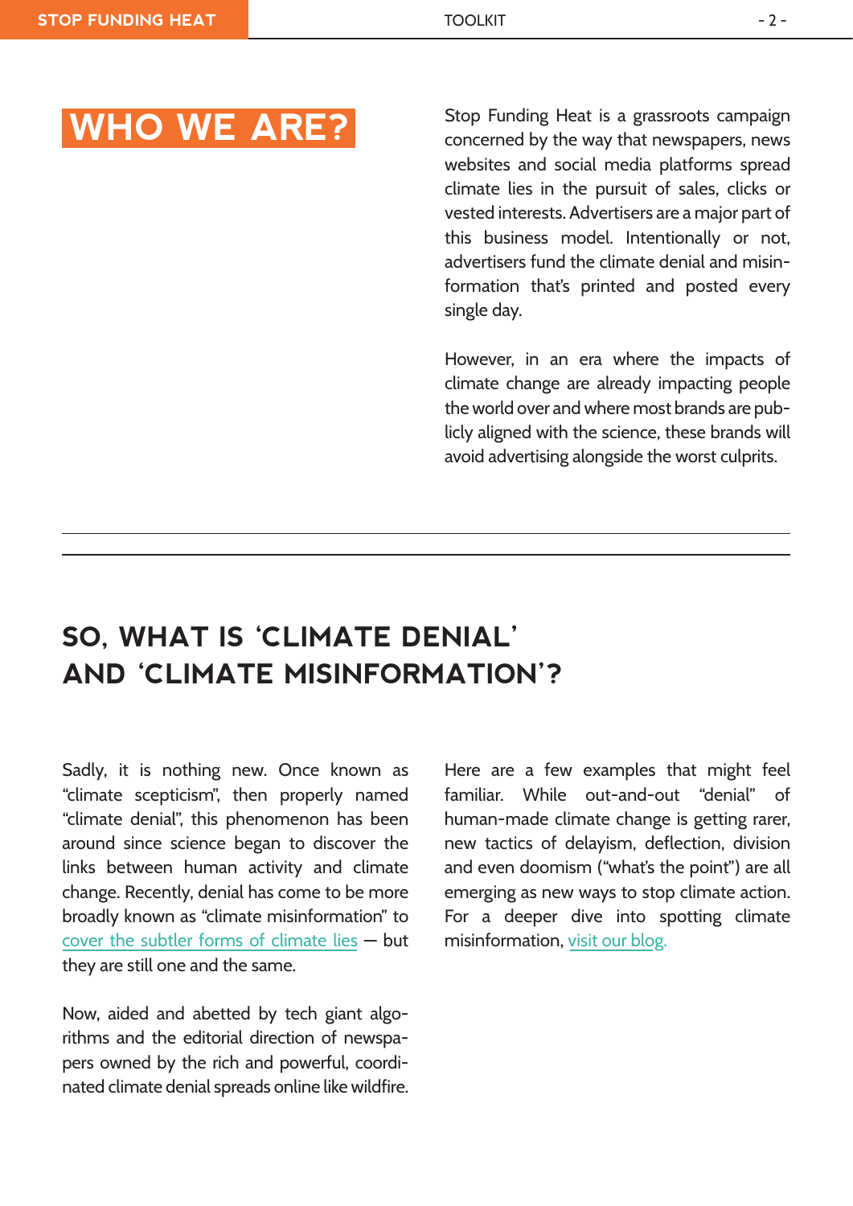## WHO WE ARE?

Stop Funding Heat is a grassroots campaign concerned by the way that newspapers, news websites and social media platforms spread climate lies in the pursuit of sales, clicks or vested interests. Advertisers are a major part of this business model. Intentionally or not, advertisers fund the climate denial and misinformation that's printed and posted every single day.

However, in an era where the impacts of climate change are already impacting people the world over and where most brands are publicly aligned with the science, these brands will avoid advertising alongside the worst culprits.

---

## SO, WHAT IS 'CLIMATE DENIAL' AND 'CLIMATE MISINFORMATION'?

Sadly, it is nothing new. Once known as "climate scepticism", then properly named "climate denial", this phenomenon has been around since science began to discover the links between human activity and climate change. Recently, denial has come to be more broadly known as "climate misinformation" to cover the subtler forms of climate lies — but they are still one and the same.

Now, aided and abetted by tech giant algorithms and the editorial direction of newspapers owned by the rich and powerful, coordinated climate denial spreads online like wildfire.

Here are a few examples that might feel familiar. While out-and-out "denial" of human-made climate change is getting rarer, new tactics of delayism, deflection, division and even doomism ("what's the point") are all emerging as new ways to stop climate action. For a deeper dive into spotting climate misinformation, visit our blog.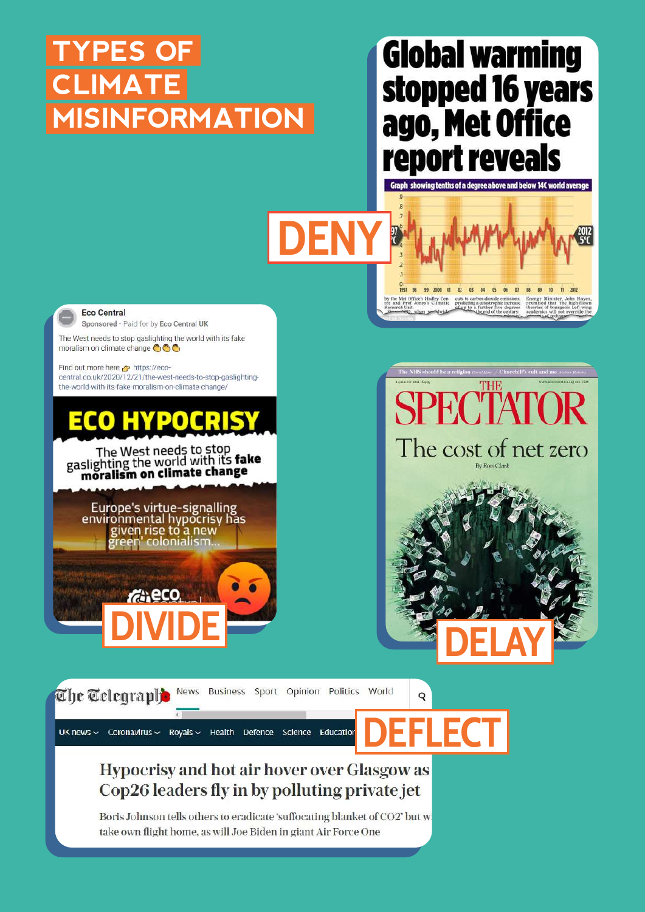# TYPES OF CLIMATE MISINFORMATION

**DENY**

Global warming stopped 16 years ago, Met Office report reveals

**DIVIDE**

Eco Central
Sponsored · Paid for by Eco Central UK

The West needs to stop gaslighting the world with its fake moralism on climate change 👏👏👏

Find out more here 👉 https://eco-central.co.uk/2020/12/21/the-west-needs-to-stop-gaslighting-the-world-with-its-fake-moralism-on-climate-change/

ECO HYPOCRISY

The West needs to stop gaslighting the world with its fake moralism on climate change

Europe's virtue-signalling environmental hypocrisy has given rise to a new 'green' colonialism...

**DELAY**

THE SPECTATOR

The cost of net zero

By Ross Clark

**DEFLECT**

The Telegraph

Hypocrisy and hot air hover over Glasgow as Cop26 leaders fly in by polluting private jet

Boris Johnson tells others to eradicate 'suffocating blanket of CO2' but w[...] take own flight home, as will Joe Biden in giant Air Force One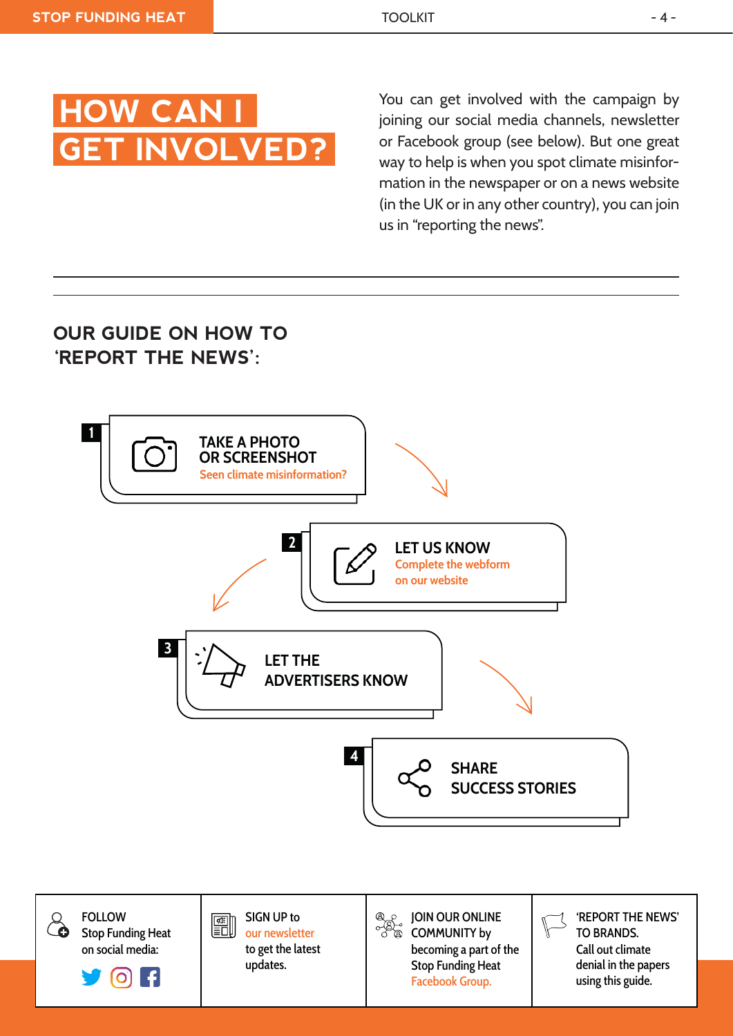# HOW CAN I GET INVOLVED?

You can get involved with the campaign by joining our social media channels, newsletter or Facebook group (see below). But one great way to help is when you spot climate misinformation in the newspaper or on a news website (in the UK or in any other country), you can join us in "reporting the news".

## OUR GUIDE ON HOW TO 'REPORT THE NEWS':

1. **TAKE A PHOTO OR SCREENSHOT**
   Seen climate misinformation?

2. **LET US KNOW**
   Complete the webform on our website

3. **LET THE ADVERTISERS KNOW**

4. **SHARE SUCCESS STORIES**

---

**FOLLOW** Stop Funding Heat on social media:

**SIGN UP** to our newsletter to get the latest updates.

**JOIN OUR ONLINE COMMUNITY** by becoming a part of the Stop Funding Heat Facebook Group.

**'REPORT THE NEWS' TO BRANDS.** Call out climate denial in the papers using this guide.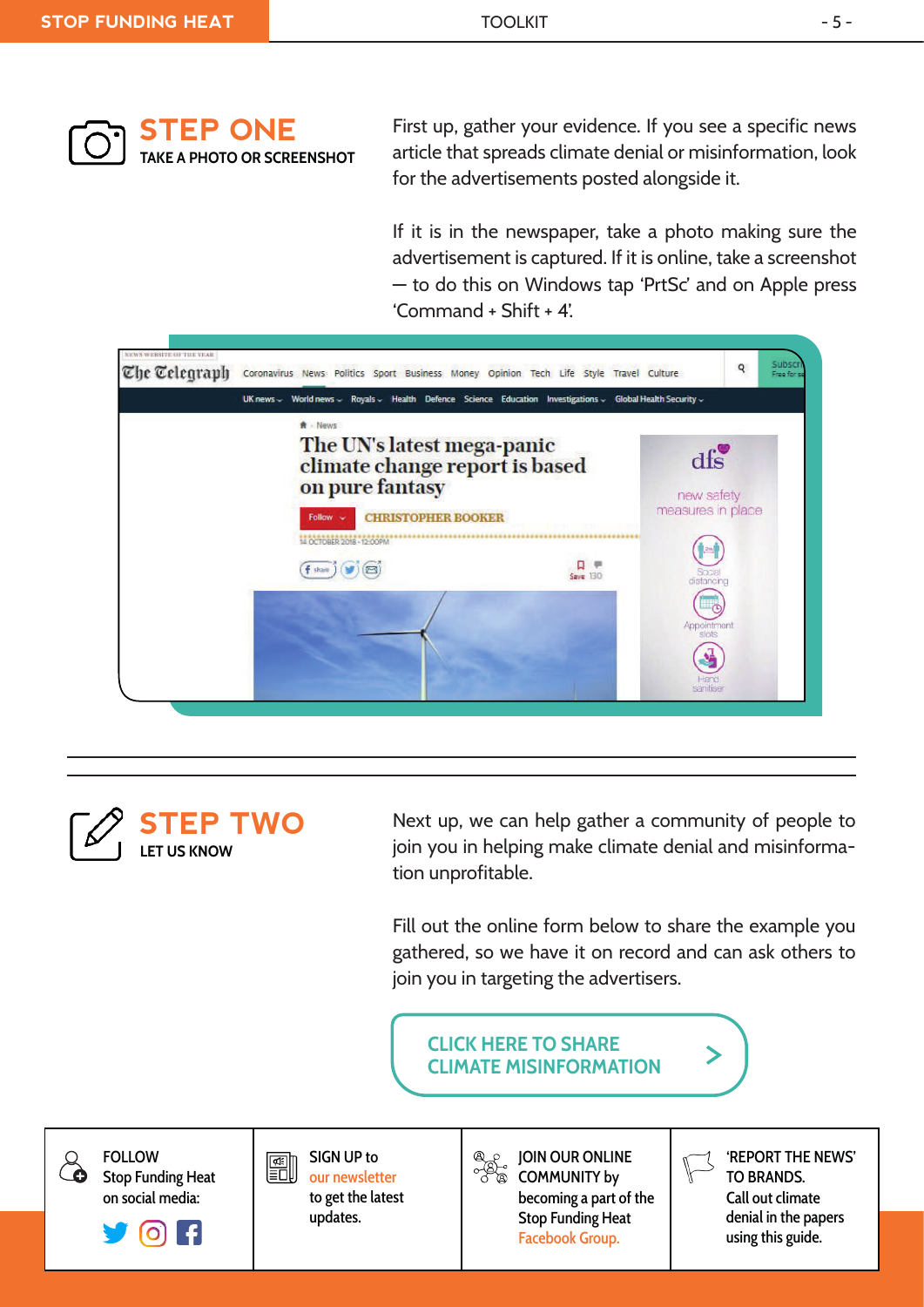## STEP ONE

TAKE A PHOTO OR SCREENSHOT

First up, gather your evidence. If you see a specific news article that spreads climate denial or misinformation, look for the advertisements posted alongside it.

If it is in the newspaper, take a photo making sure the advertisement is captured. If it is online, take a screenshot – to do this on Windows tap 'PrtSc' and on Apple press 'Command + Shift + 4'.

## STEP TWO

LET US KNOW

Next up, we can help gather a community of people to join you in helping make climate denial and misinformation unprofitable.

Fill out the online form below to share the example you gathered, so we have it on record and can ask others to join you in targeting the advertisers.

**CLICK HERE TO SHARE CLIMATE MISINFORMATION >**

FOLLOW Stop Funding Heat on social media:

SIGN UP to our newsletter to get the latest updates.

JOIN OUR ONLINE COMMUNITY by becoming a part of the Stop Funding Heat Facebook Group.

'REPORT THE NEWS' TO BRANDS. Call out climate denial in the papers using this guide.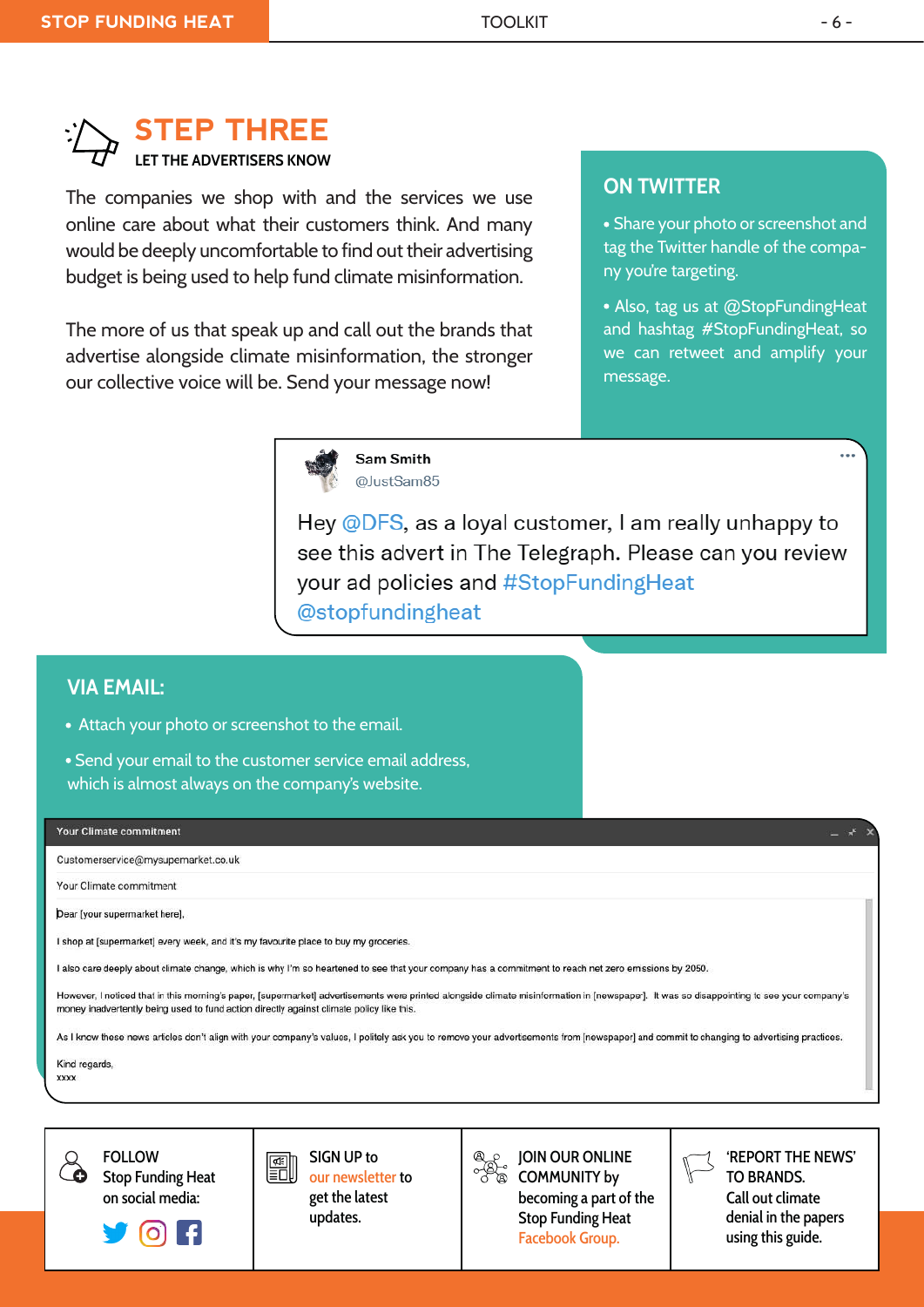## STEP THREE

**LET THE ADVERTISERS KNOW**

The companies we shop with and the services we use online care about what their customers think. And many would be deeply uncomfortable to find out their advertising budget is being used to help fund climate misinformation.

The more of us that speak up and call out the brands that advertise alongside climate misinformation, the stronger our collective voice will be. Send your message now!

### ON TWITTER

- Share your photo or screenshot and tag the Twitter handle of the company you're targeting.
- Also, tag us at @StopFundingHeat and hashtag #StopFundingHeat, so we can retweet and amplify your message.

> **Sam Smith**
> @JustSam85
>
> Hey @DFS, as a loyal customer, I am really unhappy to see this advert in The Telegraph. Please can you review your ad policies and #StopFundingHeat @stopfundingheat

### VIA EMAIL:

- Attach your photo or screenshot to the email.
- Send your email to the customer service email address, which is almost always on the company's website.

> **Your Climate commitment**
>
> Customerservice@mysupermarket.co.uk
>
> Your Climate commitment
>
> Dear [your supermarket here],
>
> I shop at [supermarket] every week, and it's my favourite place to buy my groceries.
>
> I also care deeply about climate change, which is why I'm so heartened to see that your company has a commitment to reach net zero emissions by 2050.
>
> However, I noticed that in this morning's paper, [supermarket] advertisements were printed alongside climate misinformation in [newspaper]. It was so disappointing to see your company's money inadvertently being used to fund action directly against climate policy like this.
>
> As I know these news articles don't align with your company's values, I politely ask you to remove your advertisements from [newspaper] and commit to changing to advertising practices.
>
> Kind regards,
> xxxx

| **FOLLOW** Stop Funding Heat on social media: | **SIGN UP** to our newsletter to get the latest updates. | **JOIN OUR ONLINE COMMUNITY** by becoming a part of the Stop Funding Heat Facebook Group. | **'REPORT THE NEWS' TO BRANDS.** Call out climate denial in the papers using this guide. |
|---|---|---|---|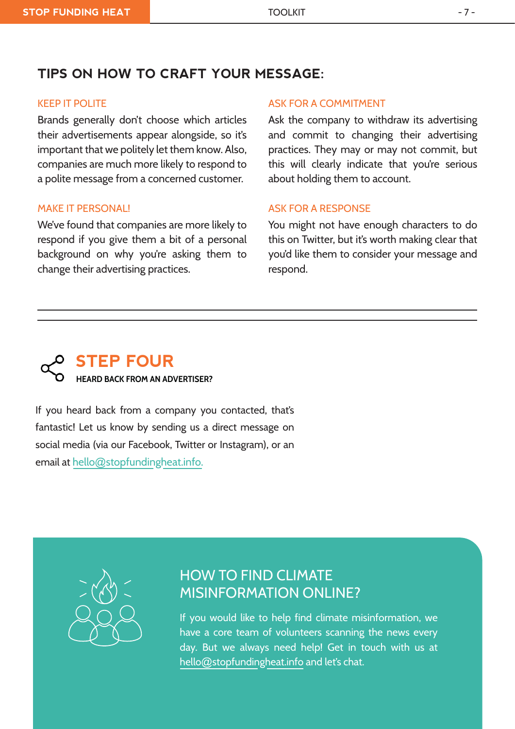## TIPS ON HOW TO CRAFT YOUR MESSAGE:

### KEEP IT POLITE

Brands generally don't choose which articles their advertisements appear alongside, so it's important that we politely let them know. Also, companies are much more likely to respond to a polite message from a concerned customer.

### MAKE IT PERSONAL!

We've found that companies are more likely to respond if you give them a bit of a personal background on why you're asking them to change their advertising practices.

### ASK FOR A COMMITMENT

Ask the company to withdraw its advertising and commit to changing their advertising practices. They may or may not commit, but this will clearly indicate that you're serious about holding them to account.

### ASK FOR A RESPONSE

You might not have enough characters to do this on Twitter, but it's worth making clear that you'd like them to consider your message and respond.

---

## STEP FOUR

**HEARD BACK FROM AN ADVERTISER?**

If you heard back from a company you contacted, that's fantastic! Let us know by sending us a direct message on social media (via our Facebook, Twitter or Instagram), or an email at hello@stopfundingheat.info.

## HOW TO FIND CLIMATE MISINFORMATION ONLINE?

If you would like to help find climate misinformation, we have a core team of volunteers scanning the news every day. But we always need help! Get in touch with us at hello@stopfundingheat.info and let's chat.